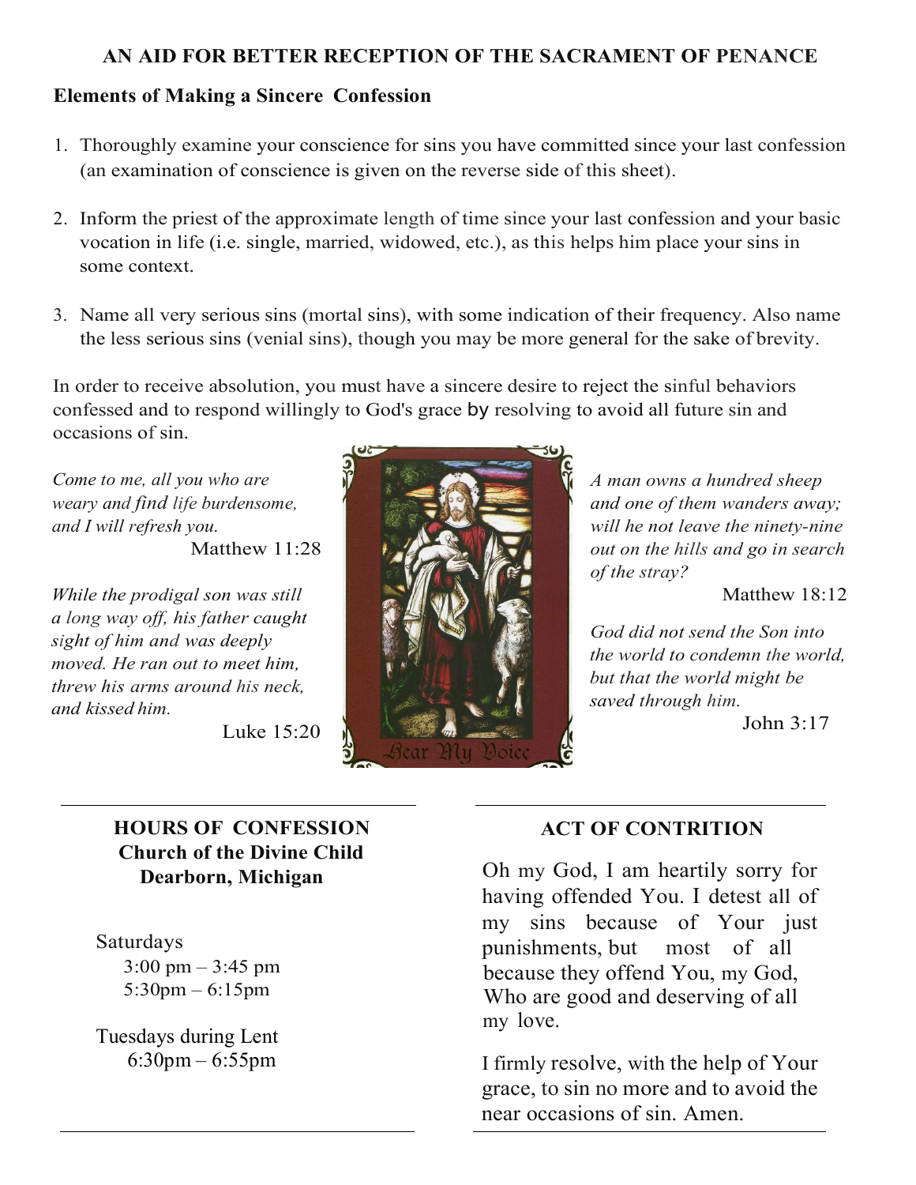# AN AID FOR BETTER RECEPTION OF THE SACRAMENT OF PENANCE

## Elements of Making a Sincere Confession

1. Thoroughly examine your conscience for sins you have committed since your last confession (an examination of conscience is given on the reverse side of this sheet).

2. Inform the priest of the approximate length of time since your last confession and your basic vocation in life (i.e. single, married, widowed, etc.), as this helps him place your sins in some context.

3. Name all very serious sins (mortal sins), with some indication of their frequency. Also name the less serious sins (venial sins), though you may be more general for the sake of brevity.

In order to receive absolution, you must have a sincere desire to reject the sinful behaviors confessed and to respond willingly to God's grace by resolving to avoid all future sin and occasions of sin.

*Come to me, all you who are weary and find life burdensome, and I will refresh you.*

Matthew 11:28

*While the prodigal son was still a long way off, his father caught sight of him and was deeply moved. He ran out to meet him, threw his arms around his neck, and kissed him.*

Luke 15:20

*A man owns a hundred sheep and one of them wanders away; will he not leave the ninety-nine out on the hills and go in search of the stray?*

Matthew 18:12

*God did not send the Son into the world to condemn the world, but that the world might be saved through him.*

John 3:17

Hear My Voice

---

### HOURS OF CONFESSION
**Church of the Divine Child**
**Dearborn, Michigan**

Saturdays
- 3:00 pm – 3:45 pm
- 5:30pm – 6:15pm

Tuesdays during Lent
- 6:30pm – 6:55pm

---

### ACT OF CONTRITION

Oh my God, I am heartily sorry for having offended You. I detest all of my sins because of Your just punishments, but most of all because they offend You, my God, Who are good and deserving of all my love.

I firmly resolve, with the help of Your grace, to sin no more and to avoid the near occasions of sin. Amen.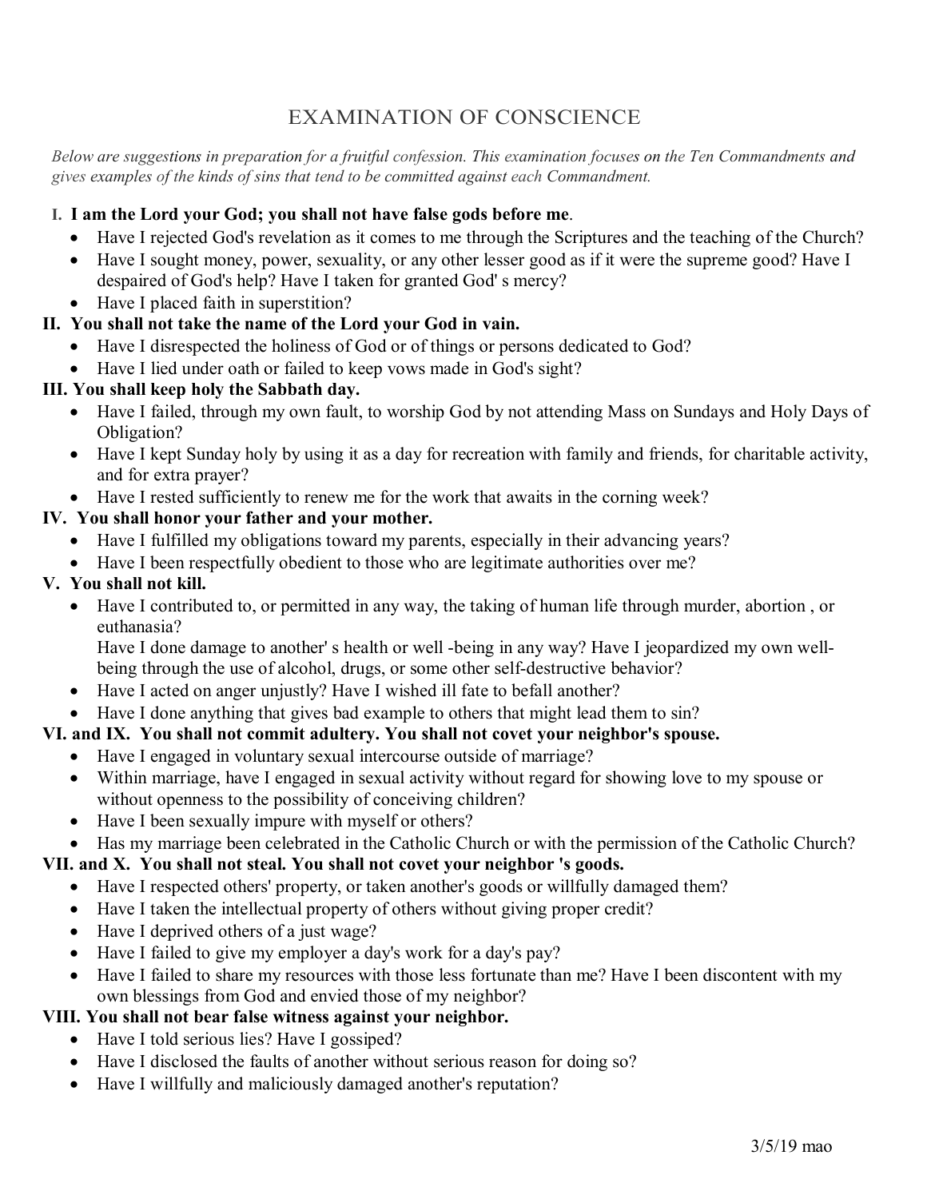# EXAMINATION OF CONSCIENCE

*Below are suggestions in preparation for a fruitful confession. This examination focuses on the Ten Commandments and gives examples of the kinds of sins that tend to be committed against each Commandment.*

**I. I am the Lord your God; you shall not have false gods before me**.

- Have I rejected God's revelation as it comes to me through the Scriptures and the teaching of the Church?
- Have I sought money, power, sexuality, or any other lesser good as if it were the supreme good? Have I despaired of God's help? Have I taken for granted God' s mercy?
- Have I placed faith in superstition?

**II. You shall not take the name of the Lord your God in vain.**

- Have I disrespected the holiness of God or of things or persons dedicated to God?
- Have I lied under oath or failed to keep vows made in God's sight?

**III. You shall keep holy the Sabbath day.**

- Have I failed, through my own fault, to worship God by not attending Mass on Sundays and Holy Days of Obligation?
- Have I kept Sunday holy by using it as a day for recreation with family and friends, for charitable activity, and for extra prayer?
- Have I rested sufficiently to renew me for the work that awaits in the corning week?

**IV. You shall honor your father and your mother.**

- Have I fulfilled my obligations toward my parents, especially in their advancing years?
- Have I been respectfully obedient to those who are legitimate authorities over me?

**V. You shall not kill.**

- Have I contributed to, or permitted in any way, the taking of human life through murder, abortion , or euthanasia?
  Have I done damage to another' s health or well -being in any way? Have I jeopardized my own well-being through the use of alcohol, drugs, or some other self-destructive behavior?
- Have I acted on anger unjustly? Have I wished ill fate to befall another?
- Have I done anything that gives bad example to others that might lead them to sin?

**VI. and IX. You shall not commit adultery. You shall not covet your neighbor's spouse.**

- Have I engaged in voluntary sexual intercourse outside of marriage?
- Within marriage, have I engaged in sexual activity without regard for showing love to my spouse or without openness to the possibility of conceiving children?
- Have I been sexually impure with myself or others?
- Has my marriage been celebrated in the Catholic Church or with the permission of the Catholic Church?

**VII. and X. You shall not steal. You shall not covet your neighbor 's goods.**

- Have I respected others' property, or taken another's goods or willfully damaged them?
- Have I taken the intellectual property of others without giving proper credit?
- Have I deprived others of a just wage?
- Have I failed to give my employer a day's work for a day's pay?
- Have I failed to share my resources with those less fortunate than me? Have I been discontent with my own blessings from God and envied those of my neighbor?

**VIII. You shall not bear false witness against your neighbor.**

- Have I told serious lies? Have I gossiped?
- Have I disclosed the faults of another without serious reason for doing so?
- Have I willfully and maliciously damaged another's reputation?

3/5/19 mao